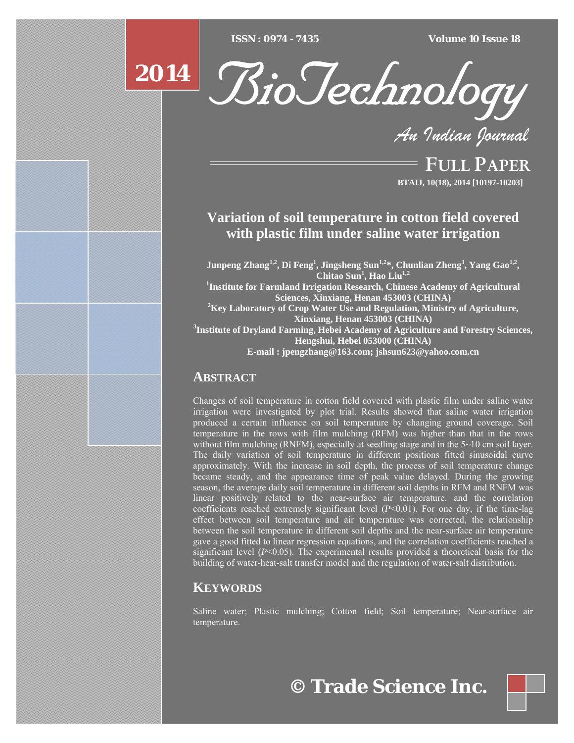# Variation of soil temperature in cotton field covered with plastic film under saline water irrigation

**Junpeng Zhang[1,2], Di Feng[1], Jingsheng Sun[1,2]*, Chunlian Zheng[3], Yang Gao[1,2], Chitao Sun[1], Hao Liu[1,2]**

[1]Institute for Farmland Irrigation Research, Chinese Academy of Agricultural Sciences, Xinxiang, Henan 453003 (CHINA)

[2]Key Laboratory of Crop Water Use and Regulation, Ministry of Agriculture, Xinxiang, Henan 453003 (CHINA)

[3]Institute of Dryland Farming, Hebei Academy of Agriculture and Forestry Sciences, Hengshui, Hebei 053000 (CHINA)

E-mail : jpengzhang@163.com; jshsun623@yahoo.com.cn

## ABSTRACT

Changes of soil temperature in cotton field covered with plastic film under saline water irrigation were investigated by plot trial. Results showed that saline water irrigation produced a certain influence on soil temperature by changing ground coverage. Soil temperature in the rows with film mulching (RFM) was higher than that in the rows without film mulching (RNFM), especially at seedling stage and in the 5~10 cm soil layer. The daily variation of soil temperature in different positions fitted sinusoidal curve approximately. With the increase in soil depth, the process of soil temperature change became steady, and the appearance time of peak value delayed. During the growing season, the average daily soil temperature in different soil depths in RFM and RNFM was linear positively related to the near-surface air temperature, and the correlation coefficients reached extremely significant level ($P<0.01$). For one day, if the time-lag effect between soil temperature and air temperature was corrected, the relationship between the soil temperature in different soil depths and the near-surface air temperature gave a good fitted to linear regression equations, and the correlation coefficients reached a significant level ($P<0.05$). The experimental results provided a theoretical basis for the building of water-heat-salt transfer model and the regulation of water-salt distribution.

## KEYWORDS

Saline water; Plastic mulching; Cotton field; Soil temperature; Near-surface air temperature.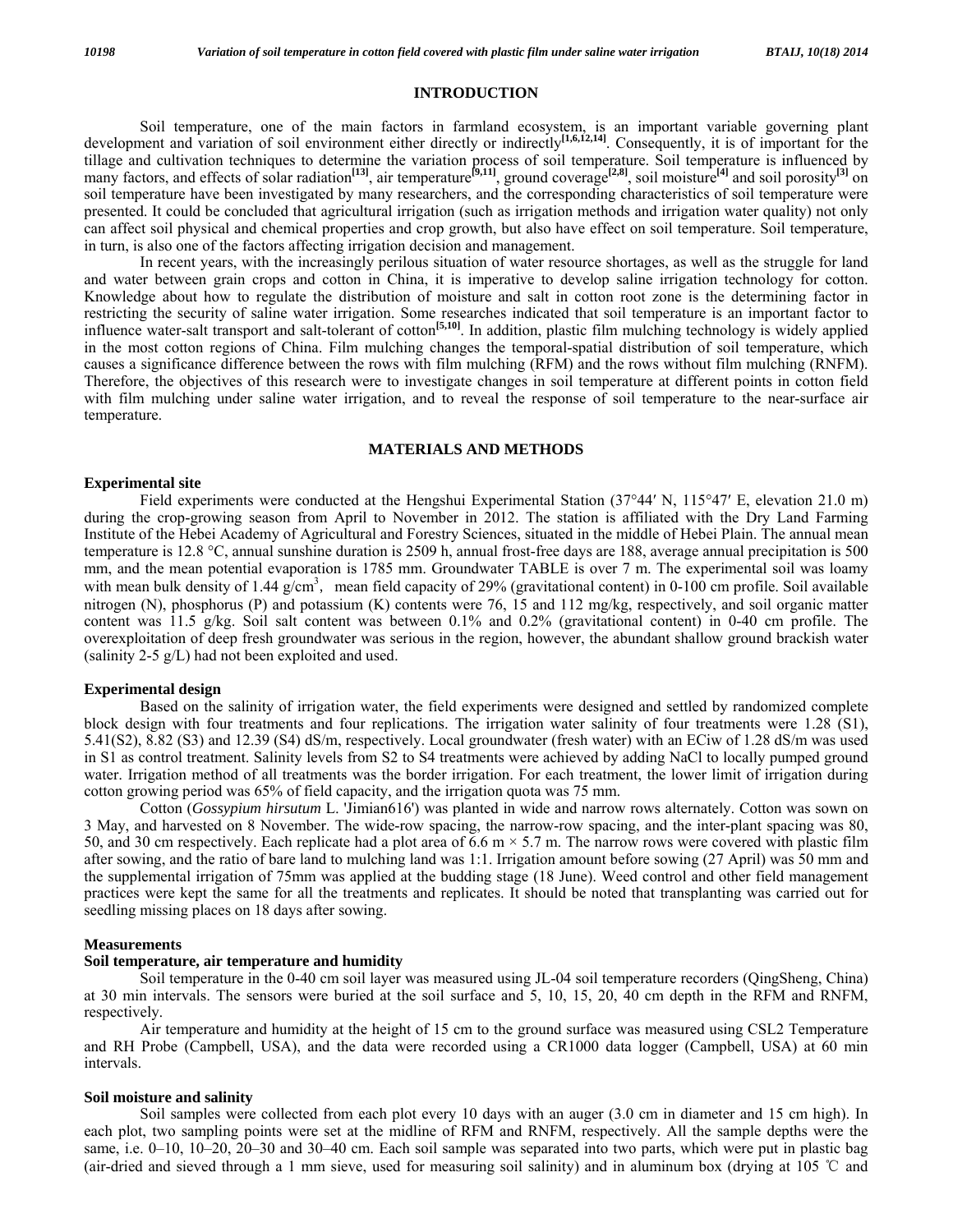## INTRODUCTION

Soil temperature, one of the main factors in farmland ecosystem, is an important variable governing plant development and variation of soil environment either directly or indirectly[1,6,12,14]. Consequently, it is of important for the tillage and cultivation techniques to determine the variation process of soil temperature. Soil temperature is influenced by many factors, and effects of solar radiation[13], air temperature[9,11], ground coverage[2,8], soil moisture[4] and soil porosity[3] on soil temperature have been investigated by many researchers, and the corresponding characteristics of soil temperature were presented. It could be concluded that agricultural irrigation (such as irrigation methods and irrigation water quality) not only can affect soil physical and chemical properties and crop growth, but also have effect on soil temperature. Soil temperature, in turn, is also one of the factors affecting irrigation decision and management.

In recent years, with the increasingly perilous situation of water resource shortages, as well as the struggle for land and water between grain crops and cotton in China, it is imperative to develop saline irrigation technology for cotton. Knowledge about how to regulate the distribution of moisture and salt in cotton root zone is the determining factor in restricting the security of saline water irrigation. Some researches indicated that soil temperature is an important factor to influence water-salt transport and salt-tolerant of cotton[5,10]. In addition, plastic film mulching technology is widely applied in the most cotton regions of China. Film mulching changes the temporal-spatial distribution of soil temperature, which causes a significance difference between the rows with film mulching (RFM) and the rows without film mulching (RNFM). Therefore, the objectives of this research were to investigate changes in soil temperature at different points in cotton field with film mulching under saline water irrigation, and to reveal the response of soil temperature to the near-surface air temperature.

## MATERIALS AND METHODS

### Experimental site

Field experiments were conducted at the Hengshui Experimental Station (37°44′ N, 115°47′ E, elevation 21.0 m) during the crop-growing season from April to November in 2012. The station is affiliated with the Dry Land Farming Institute of the Hebei Academy of Agricultural and Forestry Sciences, situated in the middle of Hebei Plain. The annual mean temperature is 12.8 °C, annual sunshine duration is 2509 h, annual frost-free days are 188, average annual precipitation is 500 mm, and the mean potential evaporation is 1785 mm. Groundwater TABLE is over 7 m. The experimental soil was loamy with mean bulk density of 1.44 g/cm$^3$, mean field capacity of 29% (gravitational content) in 0-100 cm profile. Soil available nitrogen (N), phosphorus (P) and potassium (K) contents were 76, 15 and 112 mg/kg, respectively, and soil organic matter content was 11.5 g/kg. Soil salt content was between 0.1% and 0.2% (gravitational content) in 0-40 cm profile. The overexploitation of deep fresh groundwater was serious in the region, however, the abundant shallow ground brackish water (salinity 2-5 g/L) had not been exploited and used.

### Experimental design

Based on the salinity of irrigation water, the field experiments were designed and settled by randomized complete block design with four treatments and four replications. The irrigation water salinity of four treatments were 1.28 (S1), 5.41(S2), 8.82 (S3) and 12.39 (S4) dS/m, respectively. Local groundwater (fresh water) with an ECiw of 1.28 dS/m was used in S1 as control treatment. Salinity levels from S2 to S4 treatments were achieved by adding NaCl to locally pumped ground water. Irrigation method of all treatments was the border irrigation. For each treatment, the lower limit of irrigation during cotton growing period was 65% of field capacity, and the irrigation quota was 75 mm.

Cotton (*Gossypium hirsutum* L. 'Jimian616') was planted in wide and narrow rows alternately. Cotton was sown on 3 May, and harvested on 8 November. The wide-row spacing, the narrow-row spacing, and the inter-plant spacing was 80, 50, and 30 cm respectively. Each replicate had a plot area of 6.6 m × 5.7 m. The narrow rows were covered with plastic film after sowing, and the ratio of bare land to mulching land was 1:1. Irrigation amount before sowing (27 April) was 50 mm and the supplemental irrigation of 75mm was applied at the budding stage (18 June). Weed control and other field management practices were kept the same for all the treatments and replicates. It should be noted that transplanting was carried out for seedling missing places on 18 days after sowing.

### Measurements

#### Soil temperature, air temperature and humidity

Soil temperature in the 0-40 cm soil layer was measured using JL-04 soil temperature recorders (QingSheng, China) at 30 min intervals. The sensors were buried at the soil surface and 5, 10, 15, 20, 40 cm depth in the RFM and RNFM, respectively.

Air temperature and humidity at the height of 15 cm to the ground surface was measured using CSL2 Temperature and RH Probe (Campbell, USA), and the data were recorded using a CR1000 data logger (Campbell, USA) at 60 min intervals.

#### Soil moisture and salinity

Soil samples were collected from each plot every 10 days with an auger (3.0 cm in diameter and 15 cm high). In each plot, two sampling points were set at the midline of RFM and RNFM, respectively. All the sample depths were the same, i.e. 0–10, 10–20, 20–30 and 30–40 cm. Each soil sample was separated into two parts, which were put in plastic bag (air-dried and sieved through a 1 mm sieve, used for measuring soil salinity) and in aluminum box (drying at 105 ℃ and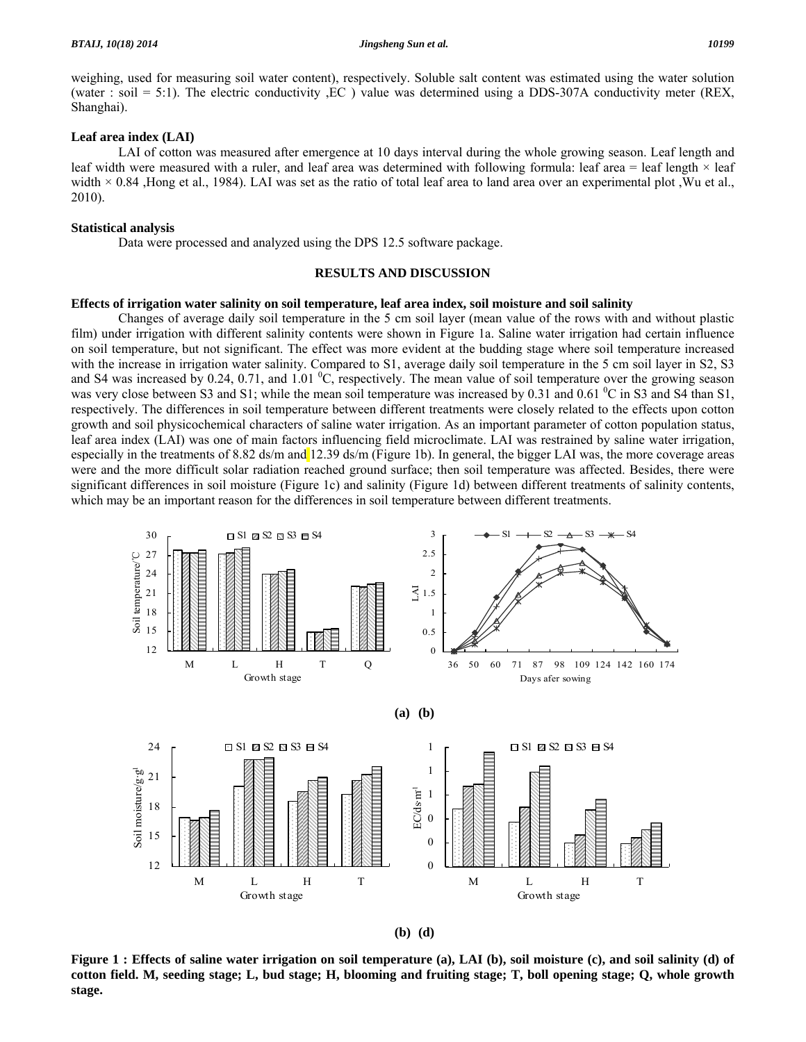weighing, used for measuring soil water content), respectively. Soluble salt content was estimated using the water solution (water : soil = 5:1). The electric conductivity ,EC ) value was determined using a DDS-307A conductivity meter (REX, Shanghai).

### Leaf area index (LAI)

LAI of cotton was measured after emergence at 10 days interval during the whole growing season. Leaf length and leaf width were measured with a ruler, and leaf area was determined with following formula: leaf area = leaf length × leaf width × 0.84 ,Hong et al., 1984). LAI was set as the ratio of total leaf area to land area over an experimental plot ,Wu et al., 2010).

### Statistical analysis

Data were processed and analyzed using the DPS 12.5 software package.

## RESULTS AND DISCUSSION

### Effects of irrigation water salinity on soil temperature, leaf area index, soil moisture and soil salinity

Changes of average daily soil temperature in the 5 cm soil layer (mean value of the rows with and without plastic film) under irrigation with different salinity contents were shown in Figure 1a. Saline water irrigation had certain influence on soil temperature, but not significant. The effect was more evident at the budding stage where soil temperature increased with the increase in irrigation water salinity. Compared to S1, average daily soil temperature in the 5 cm soil layer in S2, S3 and S4 was increased by 0.24, 0.71, and 1.01 $^0$C, respectively. The mean value of soil temperature over the growing season was very close between S3 and S1; while the mean soil temperature was increased by 0.31 and 0.61 $^0$C in S3 and S4 than S1, respectively. The differences in soil temperature between different treatments were closely related to the effects upon cotton growth and soil physicochemical characters of saline water irrigation. As an important parameter of cotton population status, leaf area index (LAI) was one of main factors influencing field microclimate. LAI was restrained by saline water irrigation, especially in the treatments of 8.82 ds/m and 12.39 ds/m (Figure 1b). In general, the bigger LAI was, the more coverage areas were and the more difficult solar radiation reached ground surface; then soil temperature was affected. Besides, there were significant differences in soil moisture (Figure 1c) and salinity (Figure 1d) between different treatments of salinity contents, which may be an important reason for the differences in soil temperature between different treatments.

(a) (b)

(b) (d)

**Figure 1 : Effects of saline water irrigation on soil temperature (a), LAI (b), soil moisture (c), and soil salinity (d) of cotton field. M, seeding stage; L, bud stage; H, blooming and fruiting stage; T, boll opening stage; Q, whole growth stage.**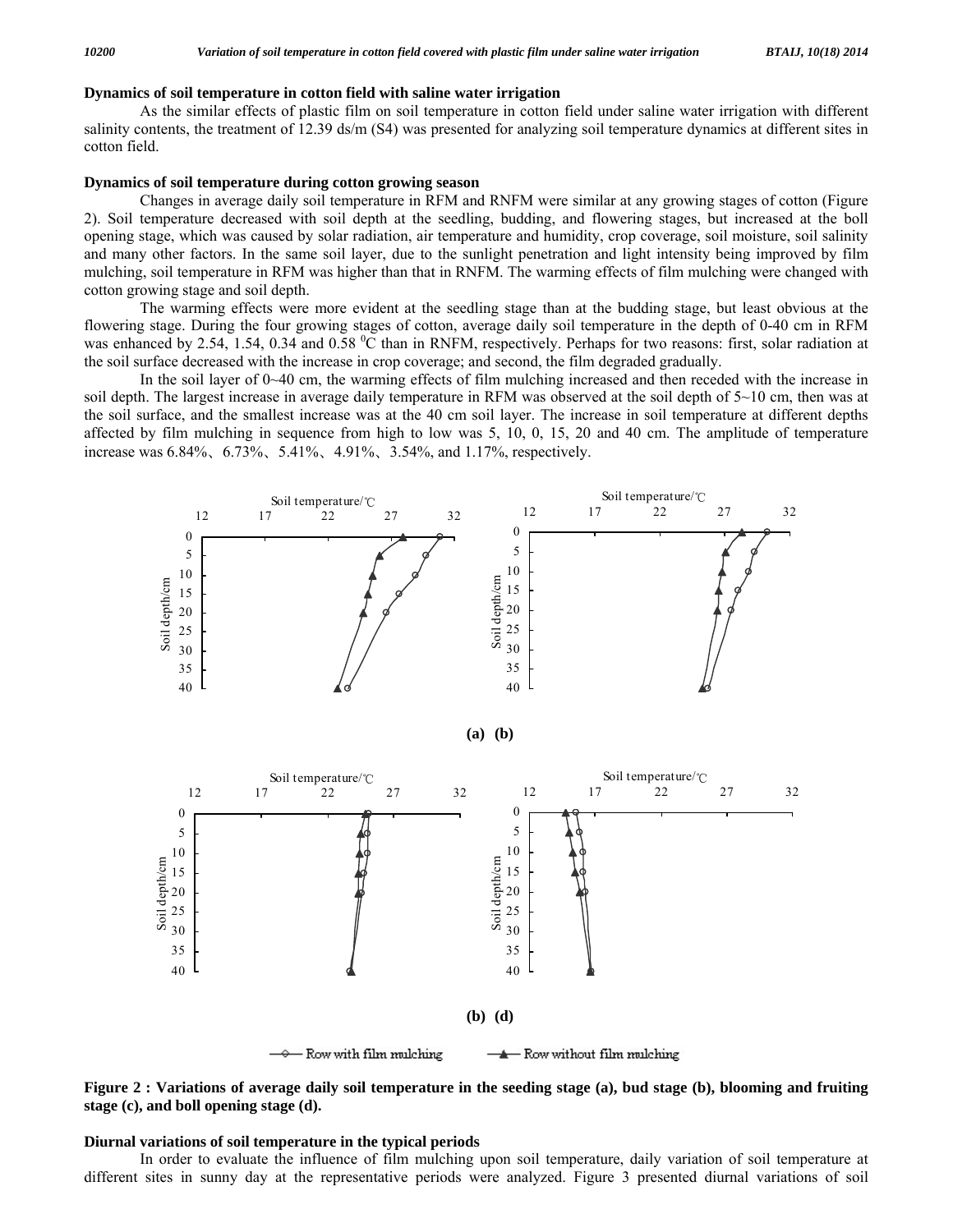### Dynamics of soil temperature in cotton field with saline water irrigation

As the similar effects of plastic film on soil temperature in cotton field under saline water irrigation with different salinity contents, the treatment of 12.39 ds/m (S4) was presented for analyzing soil temperature dynamics at different sites in cotton field.

### Dynamics of soil temperature during cotton growing season

Changes in average daily soil temperature in RFM and RNFM were similar at any growing stages of cotton (Figure 2). Soil temperature decreased with soil depth at the seedling, budding, and flowering stages, but increased at the boll opening stage, which was caused by solar radiation, air temperature and humidity, crop coverage, soil moisture, soil salinity and many other factors. In the same soil layer, due to the sunlight penetration and light intensity being improved by film mulching, soil temperature in RFM was higher than that in RNFM. The warming effects of film mulching were changed with cotton growing stage and soil depth.

The warming effects were more evident at the seedling stage than at the budding stage, but least obvious at the flowering stage. During the four growing stages of cotton, average daily soil temperature in the depth of 0-40 cm in RFM was enhanced by 2.54, 1.54, 0.34 and 0.58 $^0$C than in RNFM, respectively. Perhaps for two reasons: first, solar radiation at the soil surface decreased with the increase in crop coverage; and second, the film degraded gradually.

In the soil layer of 0~40 cm, the warming effects of film mulching increased and then receded with the increase in soil depth. The largest increase in average daily temperature in RFM was observed at the soil depth of 5~10 cm, then was at the soil surface, and the smallest increase was at the 40 cm soil layer. The increase in soil temperature at different depths affected by film mulching in sequence from high to low was 5, 10, 0, 15, 20 and 40 cm. The amplitude of temperature increase was 6.84%、6.73%、5.41%、4.91%、3.54%, and 1.17%, respectively.

(a) (b)

(b) (d)

Row with film mulching — Row without film mulching

**Figure 2 : Variations of average daily soil temperature in the seeding stage (a), bud stage (b), blooming and fruiting stage (c), and boll opening stage (d).**

### Diurnal variations of soil temperature in the typical periods

In order to evaluate the influence of film mulching upon soil temperature, daily variation of soil temperature at different sites in sunny day at the representative periods were analyzed. Figure 3 presented diurnal variations of soil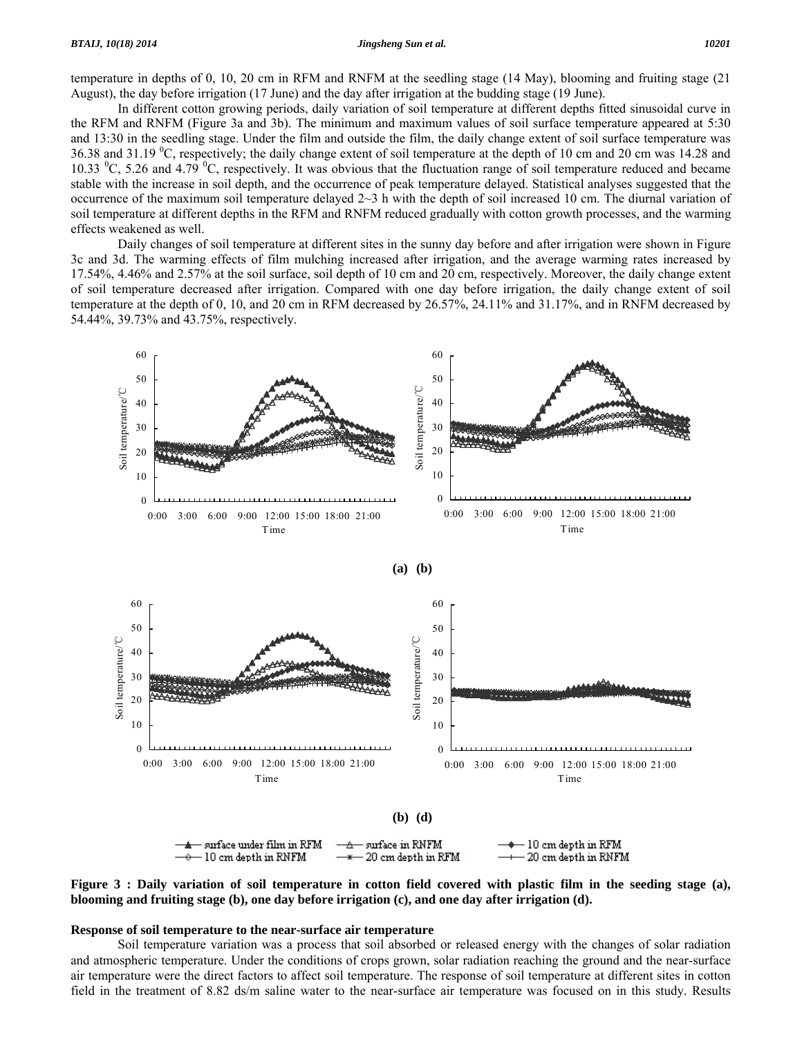temperature in depths of 0, 10, 20 cm in RFM and RNFM at the seedling stage (14 May), blooming and fruiting stage (21 August), the day before irrigation (17 June) and the day after irrigation at the budding stage (19 June).

In different cotton growing periods, daily variation of soil temperature at different depths fitted sinusoidal curve in the RFM and RNFM (Figure 3a and 3b). The minimum and maximum values of soil surface temperature appeared at 5:30 and 13:30 in the seedling stage. Under the film and outside the film, the daily change extent of soil surface temperature was 36.38 and 31.19 $^0$C, respectively; the daily change extent of soil temperature at the depth of 10 cm and 20 cm was 14.28 and 10.33 $^0$C, 5.26 and 4.79 $^0$C, respectively. It was obvious that the fluctuation range of soil temperature reduced and became stable with the increase in soil depth, and the occurrence of peak temperature delayed. Statistical analyses suggested that the occurrence of the maximum soil temperature delayed 2~3 h with the depth of soil increased 10 cm. The diurnal variation of soil temperature at different depths in the RFM and RNFM reduced gradually with cotton growth processes, and the warming effects weakened as well.

Daily changes of soil temperature at different sites in the sunny day before and after irrigation were shown in Figure 3c and 3d. The warming effects of film mulching increased after irrigation, and the average warming rates increased by 17.54%, 4.46% and 2.57% at the soil surface, soil depth of 10 cm and 20 cm, respectively. Moreover, the daily change extent of soil temperature decreased after irrigation. Compared with one day before irrigation, the daily change extent of soil temperature at the depth of 0, 10, and 20 cm in RFM decreased by 26.57%, 24.11% and 31.17%, and in RNFM decreased by 54.44%, 39.73% and 43.75%, respectively.

**(a) (b)**

**(b) (d)**

**Figure 3 : Daily variation of soil temperature in cotton field covered with plastic film in the seeding stage (a), blooming and fruiting stage (b), one day before irrigation (c), and one day after irrigation (d).**

**Response of soil temperature to the near-surface air temperature**

Soil temperature variation was a process that soil absorbed or released energy with the changes of solar radiation and atmospheric temperature. Under the conditions of crops grown, solar radiation reaching the ground and the near-surface air temperature were the direct factors to affect soil temperature. The response of soil temperature at different sites in cotton field in the treatment of 8.82 ds/m saline water to the near-surface air temperature was focused on in this study. Results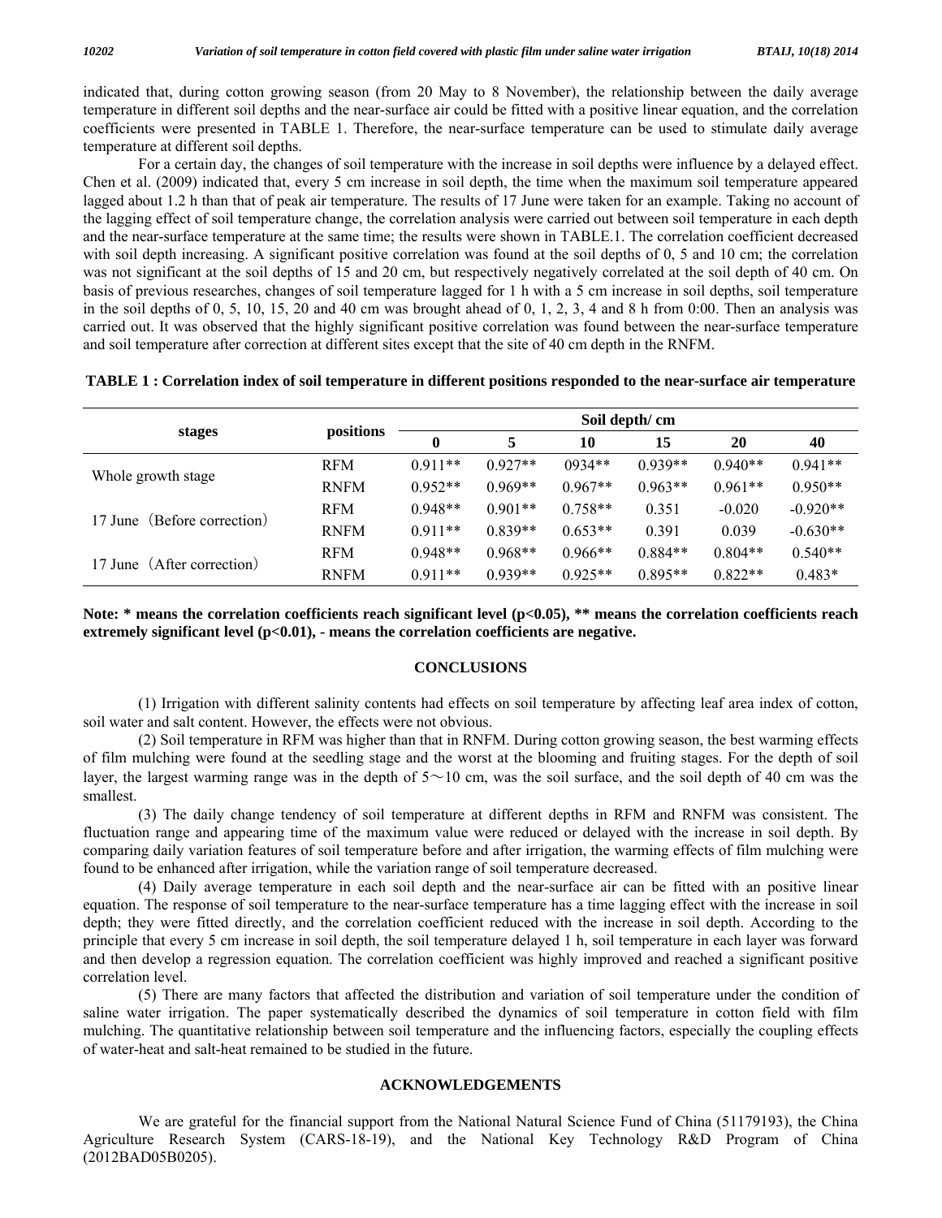indicated that, during cotton growing season (from 20 May to 8 November), the relationship between the daily average temperature in different soil depths and the near-surface air could be fitted with a positive linear equation, and the correlation coefficients were presented in TABLE 1. Therefore, the near-surface temperature can be used to stimulate daily average temperature at different soil depths.

For a certain day, the changes of soil temperature with the increase in soil depths were influence by a delayed effect. Chen et al. (2009) indicated that, every 5 cm increase in soil depth, the time when the maximum soil temperature appeared lagged about 1.2 h than that of peak air temperature. The results of 17 June were taken for an example. Taking no account of the lagging effect of soil temperature change, the correlation analysis were carried out between soil temperature in each depth and the near-surface temperature at the same time; the results were shown in TABLE.1. The correlation coefficient decreased with soil depth increasing. A significant positive correlation was found at the soil depths of 0, 5 and 10 cm; the correlation was not significant at the soil depths of 15 and 20 cm, but respectively negatively correlated at the soil depth of 40 cm. On basis of previous researches, changes of soil temperature lagged for 1 h with a 5 cm increase in soil depths, soil temperature in the soil depths of 0, 5, 10, 15, 20 and 40 cm was brought ahead of 0, 1, 2, 3, 4 and 8 h from 0:00. Then an analysis was carried out. It was observed that the highly significant positive correlation was found between the near-surface temperature and soil temperature after correction at different sites except that the site of 40 cm depth in the RNFM.

**TABLE 1 : Correlation index of soil temperature in different positions responded to the near-surface air temperature**

| stages | positions | Soil depth/ cm | | | | | |
|---|---|---|---|---|---|---|---|
| | | 0 | 5 | 10 | 15 | 20 | 40 |
| Whole growth stage | RFM | 0.911** | 0.927** | 0934** | 0.939** | 0.940** | 0.941** |
| | RNFM | 0.952** | 0.969** | 0.967** | 0.963** | 0.961** | 0.950** |
| 17 June（Before correction） | RFM | 0.948** | 0.901** | 0.758** | 0.351 | -0.020 | -0.920** |
| | RNFM | 0.911** | 0.839** | 0.653** | 0.391 | 0.039 | -0.630** |
| 17 June（After correction） | RFM | 0.948** | 0.968** | 0.966** | 0.884** | 0.804** | 0.540** |
| | RNFM | 0.911** | 0.939** | 0.925** | 0.895** | 0.822** | 0.483* |

**Note: * means the correlation coefficients reach significant level ($p<0.05$), ** means the correlation coefficients reach extremely significant level ($p<0.01$), - means the correlation coefficients are negative.**

## CONCLUSIONS

(1) Irrigation with different salinity contents had effects on soil temperature by affecting leaf area index of cotton, soil water and salt content. However, the effects were not obvious.

(2) Soil temperature in RFM was higher than that in RNFM. During cotton growing season, the best warming effects of film mulching were found at the seedling stage and the worst at the blooming and fruiting stages. For the depth of soil layer, the largest warming range was in the depth of 5～10 cm, was the soil surface, and the soil depth of 40 cm was the smallest.

(3) The daily change tendency of soil temperature at different depths in RFM and RNFM was consistent. The fluctuation range and appearing time of the maximum value were reduced or delayed with the increase in soil depth. By comparing daily variation features of soil temperature before and after irrigation, the warming effects of film mulching were found to be enhanced after irrigation, while the variation range of soil temperature decreased.

(4) Daily average temperature in each soil depth and the near-surface air can be fitted with an positive linear equation. The response of soil temperature to the near-surface temperature has a time lagging effect with the increase in soil depth; they were fitted directly, and the correlation coefficient reduced with the increase in soil depth. According to the principle that every 5 cm increase in soil depth, the soil temperature delayed 1 h, soil temperature in each layer was forward and then develop a regression equation. The correlation coefficient was highly improved and reached a significant positive correlation level.

(5) There are many factors that affected the distribution and variation of soil temperature under the condition of saline water irrigation. The paper systematically described the dynamics of soil temperature in cotton field with film mulching. The quantitative relationship between soil temperature and the influencing factors, especially the coupling effects of water-heat and salt-heat remained to be studied in the future.

## ACKNOWLEDGEMENTS

We are grateful for the financial support from the National Natural Science Fund of China (51179193), the China Agriculture Research System (CARS-18-19), and the National Key Technology R&D Program of China (2012BAD05B0205).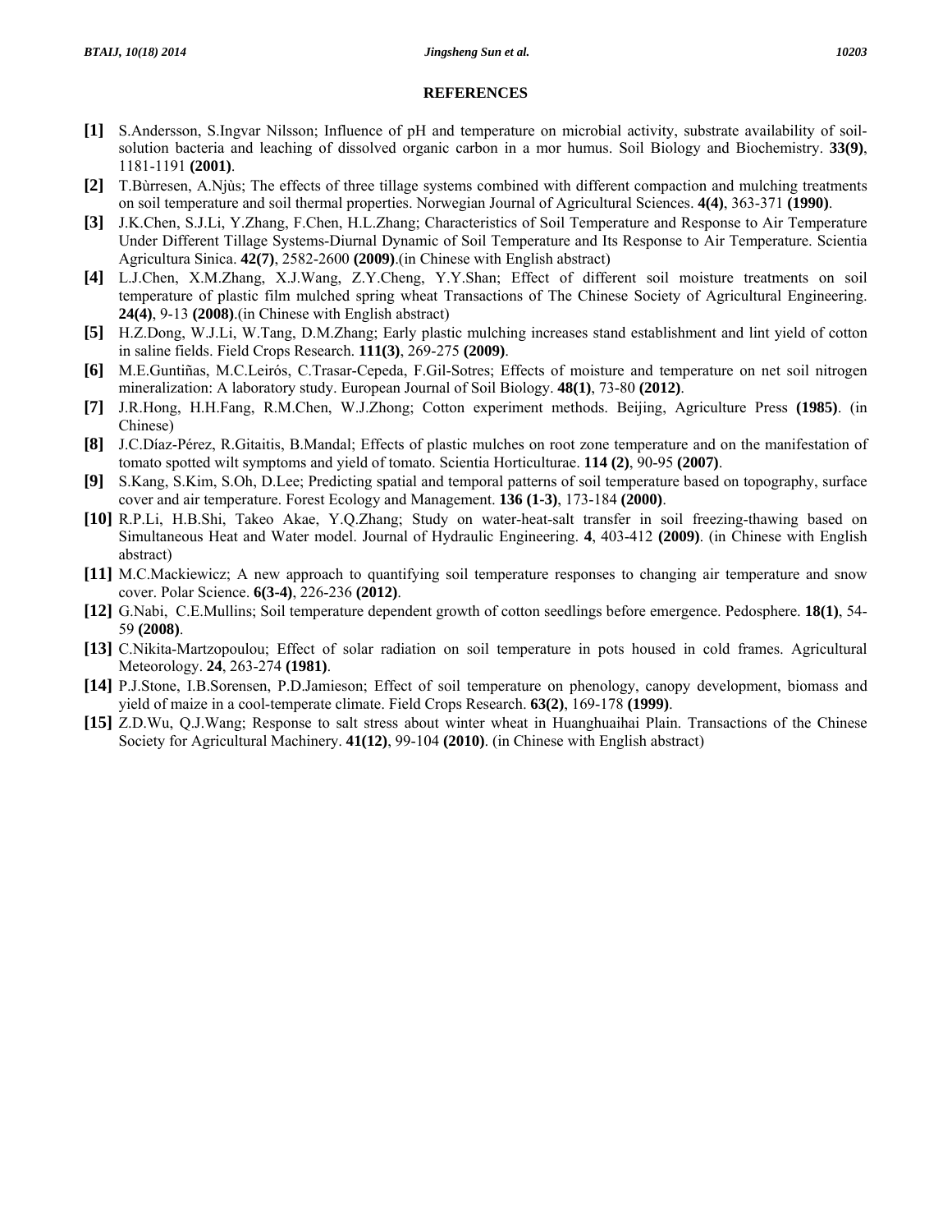## REFERENCES

**[1]** S.Andersson, S.Ingvar Nilsson; Influence of pH and temperature on microbial activity, substrate availability of soil-solution bacteria and leaching of dissolved organic carbon in a mor humus. Soil Biology and Biochemistry. **33(9)**, 1181-1191 **(2001)**.

**[2]** T.Bùrresen, A.Njùs; The effects of three tillage systems combined with different compaction and mulching treatments on soil temperature and soil thermal properties. Norwegian Journal of Agricultural Sciences. **4(4)**, 363-371 **(1990)**.

**[3]** J.K.Chen, S.J.Li, Y.Zhang, F.Chen, H.L.Zhang; Characteristics of Soil Temperature and Response to Air Temperature Under Different Tillage Systems-Diurnal Dynamic of Soil Temperature and Its Response to Air Temperature. Scientia Agricultura Sinica. **42(7)**, 2582-2600 **(2009)**.(in Chinese with English abstract)

**[4]** L.J.Chen, X.M.Zhang, X.J.Wang, Z.Y.Cheng, Y.Y.Shan; Effect of different soil moisture treatments on soil temperature of plastic film mulched spring wheat Transactions of The Chinese Society of Agricultural Engineering. **24(4)**, 9-13 **(2008)**.(in Chinese with English abstract)

**[5]** H.Z.Dong, W.J.Li, W.Tang, D.M.Zhang; Early plastic mulching increases stand establishment and lint yield of cotton in saline fields. Field Crops Research. **111(3)**, 269-275 **(2009)**.

**[6]** M.E.Guntiñas, M.C.Leirós, C.Trasar-Cepeda, F.Gil-Sotres; Effects of moisture and temperature on net soil nitrogen mineralization: A laboratory study. European Journal of Soil Biology. **48(1)**, 73-80 **(2012)**.

**[7]** J.R.Hong, H.H.Fang, R.M.Chen, W.J.Zhong; Cotton experiment methods. Beijing, Agriculture Press **(1985)**. (in Chinese)

**[8]** J.C.Díaz-Pérez, R.Gitaitis, B.Mandal; Effects of plastic mulches on root zone temperature and on the manifestation of tomato spotted wilt symptoms and yield of tomato. Scientia Horticulturae. **114 (2)**, 90-95 **(2007)**.

**[9]** S.Kang, S.Kim, S.Oh, D.Lee; Predicting spatial and temporal patterns of soil temperature based on topography, surface cover and air temperature. Forest Ecology and Management. **136 (1-3)**, 173-184 **(2000)**.

**[10]** R.P.Li, H.B.Shi, Takeo Akae, Y.Q.Zhang; Study on water-heat-salt transfer in soil freezing-thawing based on Simultaneous Heat and Water model. Journal of Hydraulic Engineering. **4**, 403-412 **(2009)**. (in Chinese with English abstract)

**[11]** M.C.Mackiewicz; A new approach to quantifying soil temperature responses to changing air temperature and snow cover. Polar Science. **6(3-4)**, 226-236 **(2012)**.

**[12]** G.Nabi, C.E.Mullins; Soil temperature dependent growth of cotton seedlings before emergence. Pedosphere. **18(1)**, 54-59 **(2008)**.

**[13]** C.Nikita-Martzopoulou; Effect of solar radiation on soil temperature in pots housed in cold frames. Agricultural Meteorology. **24**, 263-274 **(1981)**.

**[14]** P.J.Stone, I.B.Sorensen, P.D.Jamieson; Effect of soil temperature on phenology, canopy development, biomass and yield of maize in a cool-temperate climate. Field Crops Research. **63(2)**, 169-178 **(1999)**.

**[15]** Z.D.Wu, Q.J.Wang; Response to salt stress about winter wheat in Huanghuaihai Plain. Transactions of the Chinese Society for Agricultural Machinery. **41(12)**, 99-104 **(2010)**. (in Chinese with English abstract)